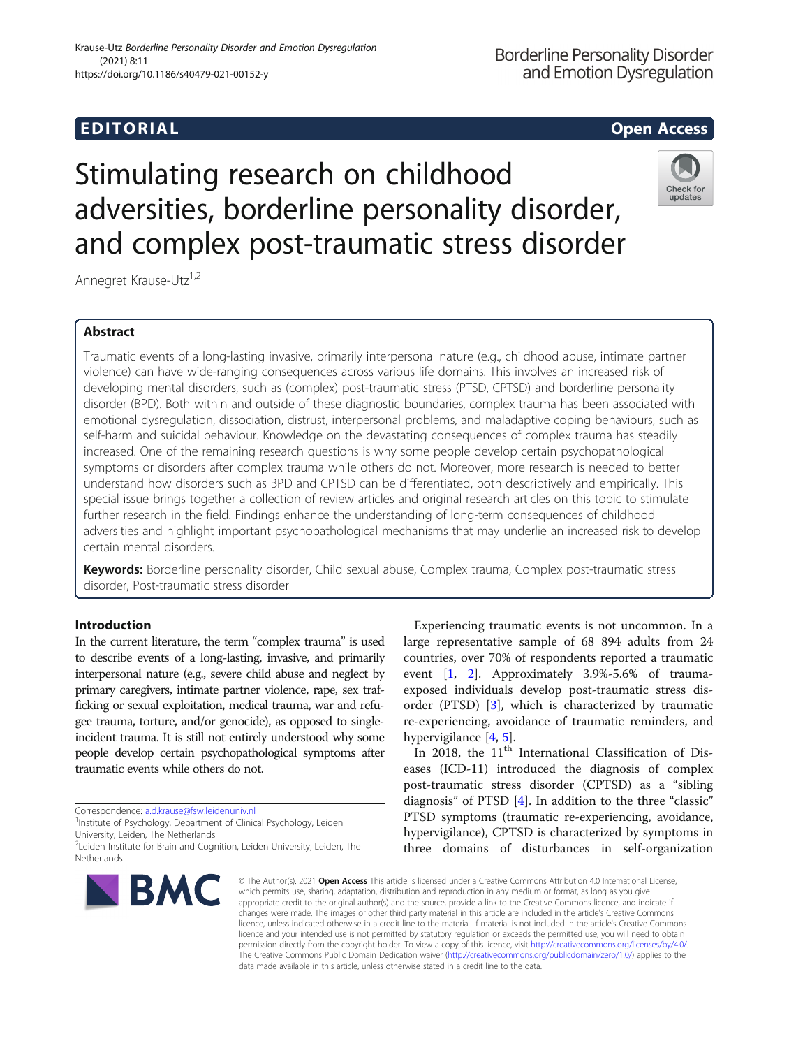EDITORIAL

Open Access

# Stimulating research on childhood adversities, borderline personality disorder, and complex post-traumatic stress disorder

Annegret Krause-Utz[1,2]

## Abstract

Traumatic events of a long-lasting invasive, primarily interpersonal nature (e.g., childhood abuse, intimate partner violence) can have wide-ranging consequences across various life domains. This involves an increased risk of developing mental disorders, such as (complex) post-traumatic stress (PTSD, CPTSD) and borderline personality disorder (BPD). Both within and outside of these diagnostic boundaries, complex trauma has been associated with emotional dysregulation, dissociation, distrust, interpersonal problems, and maladaptive coping behaviours, such as self-harm and suicidal behaviour. Knowledge on the devastating consequences of complex trauma has steadily increased. One of the remaining research questions is why some people develop certain psychopathological symptoms or disorders after complex trauma while others do not. Moreover, more research is needed to better understand how disorders such as BPD and CPTSD can be differentiated, both descriptively and empirically. This special issue brings together a collection of review articles and original research articles on this topic to stimulate further research in the field. Findings enhance the understanding of long-term consequences of childhood adversities and highlight important psychopathological mechanisms that may underlie an increased risk to develop certain mental disorders.

**Keywords:** Borderline personality disorder, Child sexual abuse, Complex trauma, Complex post-traumatic stress disorder, Post-traumatic stress disorder

## Introduction

In the current literature, the term "complex trauma" is used to describe events of a long-lasting, invasive, and primarily interpersonal nature (e.g., severe child abuse and neglect by primary caregivers, intimate partner violence, rape, sex trafficking or sexual exploitation, medical trauma, war and refugee trauma, torture, and/or genocide), as opposed to single-incident trauma. It is still not entirely understood why some people develop certain psychopathological symptoms after traumatic events while others do not.

Experiencing traumatic events is not uncommon. In a large representative sample of 68 894 adults from 24 countries, over 70% of respondents reported a traumatic event [1, 2]. Approximately 3.9%-5.6% of trauma-exposed individuals develop post-traumatic stress disorder (PTSD) [3], which is characterized by traumatic re-experiencing, avoidance of traumatic reminders, and hypervigilance [4, 5].

In 2018, the 11$^{th}$ International Classification of Diseases (ICD-11) introduced the diagnosis of complex post-traumatic stress disorder (CPTSD) as a "sibling diagnosis" of PTSD [4]. In addition to the three "classic" PTSD symptoms (traumatic re-experiencing, avoidance, hypervigilance), CPTSD is characterized by symptoms in three domains of disturbances in self-organization

Correspondence: a.d.krause@fsw.leidenuniv.nl

[1]Institute of Psychology, Department of Clinical Psychology, Leiden University, Leiden, The Netherlands

[2]Leiden Institute for Brain and Cognition, Leiden University, Leiden, The Netherlands

© The Author(s). 2021 **Open Access** This article is licensed under a Creative Commons Attribution 4.0 International License, which permits use, sharing, adaptation, distribution and reproduction in any medium or format, as long as you give appropriate credit to the original author(s) and the source, provide a link to the Creative Commons licence, and indicate if changes were made. The images or other third party material in this article are included in the article's Creative Commons licence, unless indicated otherwise in a credit line to the material. If material is not included in the article's Creative Commons licence and your intended use is not permitted by statutory regulation or exceeds the permitted use, you will need to obtain permission directly from the copyright holder. To view a copy of this licence, visit http://creativecommons.org/licenses/by/4.0/. The Creative Commons Public Domain Dedication waiver (http://creativecommons.org/publicdomain/zero/1.0/) applies to the data made available in this article, unless otherwise stated in a credit line to the data.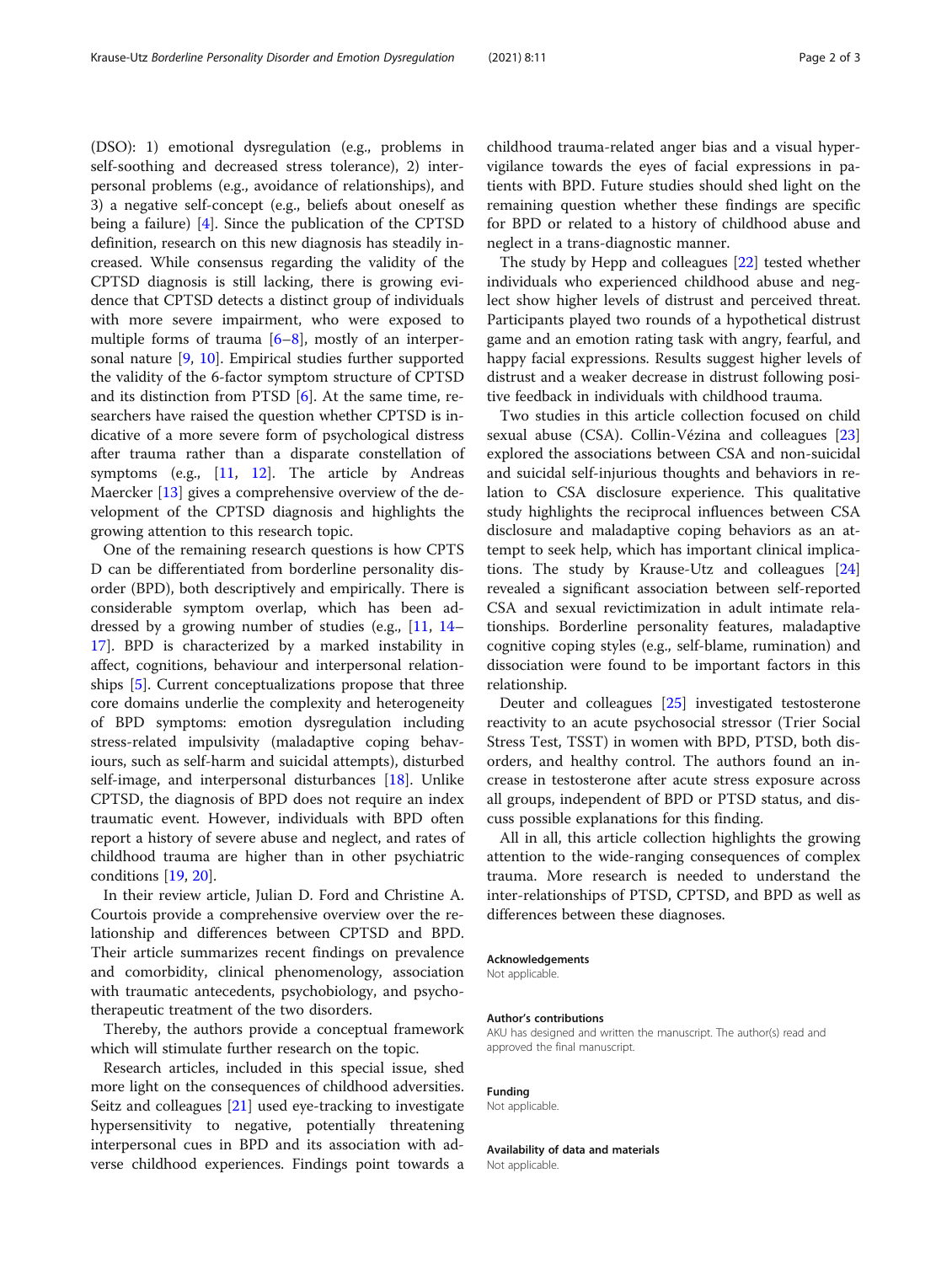(DSO): 1) emotional dysregulation (e.g., problems in self-soothing and decreased stress tolerance), 2) interpersonal problems (e.g., avoidance of relationships), and 3) a negative self-concept (e.g., beliefs about oneself as being a failure) [4]. Since the publication of the CPTSD definition, research on this new diagnosis has steadily increased. While consensus regarding the validity of the CPTSD diagnosis is still lacking, there is growing evidence that CPTSD detects a distinct group of individuals with more severe impairment, who were exposed to multiple forms of trauma [6–8], mostly of an interpersonal nature [9, 10]. Empirical studies further supported the validity of the 6-factor symptom structure of CPTSD and its distinction from PTSD [6]. At the same time, researchers have raised the question whether CPTSD is indicative of a more severe form of psychological distress after trauma rather than a disparate constellation of symptoms (e.g., [11, 12]. The article by Andreas Maercker [13] gives a comprehensive overview of the development of the CPTSD diagnosis and highlights the growing attention to this research topic.

One of the remaining research questions is how CPTSD can be differentiated from borderline personality disorder (BPD), both descriptively and empirically. There is considerable symptom overlap, which has been addressed by a growing number of studies (e.g., [11, 14–17]. BPD is characterized by a marked instability in affect, cognitions, behaviour and interpersonal relationships [5]. Current conceptualizations propose that three core domains underlie the complexity and heterogeneity of BPD symptoms: emotion dysregulation including stress-related impulsivity (maladaptive coping behaviours, such as self-harm and suicidal attempts), disturbed self-image, and interpersonal disturbances [18]. Unlike CPTSD, the diagnosis of BPD does not require an index traumatic event. However, individuals with BPD often report a history of severe abuse and neglect, and rates of childhood trauma are higher than in other psychiatric conditions [19, 20].

In their review article, Julian D. Ford and Christine A. Courtois provide a comprehensive overview over the relationship and differences between CPTSD and BPD. Their article summarizes recent findings on prevalence and comorbidity, clinical phenomenology, association with traumatic antecedents, psychobiology, and psychotherapeutic treatment of the two disorders.

Thereby, the authors provide a conceptual framework which will stimulate further research on the topic.

Research articles, included in this special issue, shed more light on the consequences of childhood adversities. Seitz and colleagues [21] used eye-tracking to investigate hypersensitivity to negative, potentially threatening interpersonal cues in BPD and its association with adverse childhood experiences. Findings point towards a childhood trauma-related anger bias and a visual hypervigilance towards the eyes of facial expressions in patients with BPD. Future studies should shed light on the remaining question whether these findings are specific for BPD or related to a history of childhood abuse and neglect in a trans-diagnostic manner.

The study by Hepp and colleagues [22] tested whether individuals who experienced childhood abuse and neglect show higher levels of distrust and perceived threat. Participants played two rounds of a hypothetical distrust game and an emotion rating task with angry, fearful, and happy facial expressions. Results suggest higher levels of distrust and a weaker decrease in distrust following positive feedback in individuals with childhood trauma.

Two studies in this article collection focused on child sexual abuse (CSA). Collin-Vézina and colleagues [23] explored the associations between CSA and non-suicidal and suicidal self-injurious thoughts and behaviors in relation to CSA disclosure experience. This qualitative study highlights the reciprocal influences between CSA disclosure and maladaptive coping behaviors as an attempt to seek help, which has important clinical implications. The study by Krause-Utz and colleagues [24] revealed a significant association between self-reported CSA and sexual revictimization in adult intimate relationships. Borderline personality features, maladaptive cognitive coping styles (e.g., self-blame, rumination) and dissociation were found to be important factors in this relationship.

Deuter and colleagues [25] investigated testosterone reactivity to an acute psychosocial stressor (Trier Social Stress Test, TSST) in women with BPD, PTSD, both disorders, and healthy control. The authors found an increase in testosterone after acute stress exposure across all groups, independent of BPD or PTSD status, and discuss possible explanations for this finding.

All in all, this article collection highlights the growing attention to the wide-ranging consequences of complex trauma. More research is needed to understand the inter-relationships of PTSD, CPTSD, and BPD as well as differences between these diagnoses.

### Acknowledgements
Not applicable.

### Author's contributions
AKU has designed and written the manuscript. The author(s) read and approved the final manuscript.

### Funding
Not applicable.

### Availability of data and materials
Not applicable.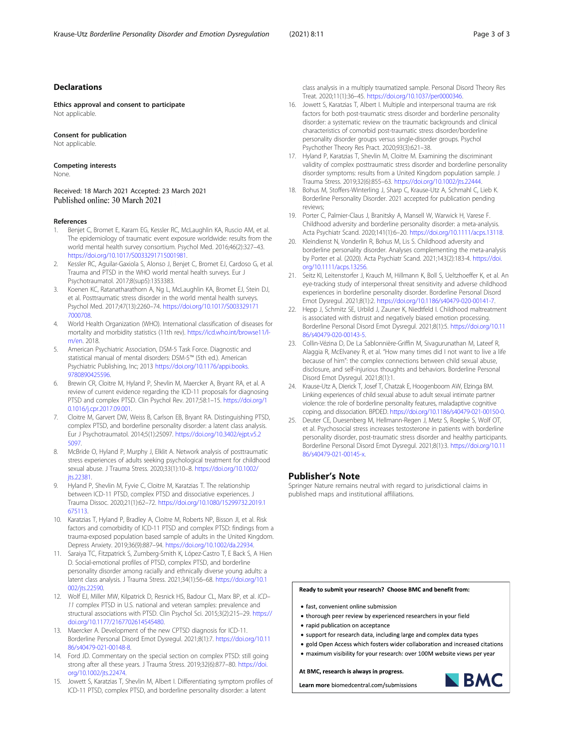## Declarations

### Ethics approval and consent to participate
Not applicable.

### Consent for publication
Not applicable.

### Competing interests
None.

Received: 18 March 2021 Accepted: 23 March 2021
Published online: 30 March 2021

## References

1. Benjet C, Bromet E, Karam EG, Kessler RC, McLaughlin KA, Ruscio AM, et al. The epidemiology of traumatic event exposure worldwide: results from the world mental health survey consortium. Psychol Med. 2016;46(2):327–43. https://doi.org/10.1017/S0033291715001981.
2. Kessler RC, Aguilar-Gaxiola S, Alonso J, Benjet C, Bromet EJ, Cardoso G, et al. Trauma and PTSD in the WHO world mental health surveys. Eur J Psychotraumatol. 2017;8(sup5):1353383.
3. Koenen KC, Ratanatharathorn A, Ng L, McLaughlin KA, Bromet EJ, Stein DJ, et al. Posttraumatic stress disorder in the world mental health surveys. Psychol Med. 2017;47(13):2260–74. https://doi.org/10.1017/S0033291717000708.
4. World Health Organization (WHO). International classification of diseases for mortality and morbidity statistics (11th rev). https://icd.who.int/browse11/l-m/en. 2018.
5. American Psychiatric Association, DSM-5 Task Force. Diagnostic and statistical manual of mental disorders: DSM-5™ (5th ed.). American Psychiatric Publishing, Inc; 2013 https://doi.org/10.1176/appi.books.9780890425596.
6. Brewin CR, Cloitre M, Hyland P, Shevlin M, Maercker A, Bryant RA, et al. A review of current evidence regarding the ICD-11 proposals for diagnosing PTSD and complex PTSD. Clin Psychol Rev. 2017;58:1–15. https://doi.org/10.1016/j.cpr.2017.09.001.
7. Cloitre M, Garvert DW, Weiss B, Carlson EB, Bryant RA. Distinguishing PTSD, complex PTSD, and borderline personality disorder: a latent class analysis. Eur J Psychotraumatol. 2014;5(1):25097. https://doi.org/10.3402/ejpt.v5.25097.
8. McBride O, Hyland P, Murphy J, Elklit A. Network analysis of posttraumatic stress experiences of adults seeking psychological treatment for childhood sexual abuse. J Trauma Stress. 2020;33(1):10–8. https://doi.org/10.1002/jts.22381.
9. Hyland P, Shevlin M, Fyvie C, Cloitre M, Karatzias T. The relationship between ICD-11 PTSD, complex PTSD and dissociative experiences. J Trauma Dissoc. 2020;21(1):62–72. https://doi.org/10.1080/15299732.2019.1675113.
10. Karatzias T, Hyland P, Bradley A, Cloitre M, Roberts NP, Bisson JI, et al. Risk factors and comorbidity of ICD-11 PTSD and complex PTSD: findings from a trauma-exposed population based sample of adults in the United Kingdom. Depress Anxiety. 2019;36(9):887–94. https://doi.org/10.1002/da.22934.
11. Saraiya TC, Fitzpatrick S, Zumberg-Smith K, López-Castro T, E Back S, A Hien D. Social-emotional profiles of PTSD, complex PTSD, and borderline personality disorder among racially and ethnically diverse young adults: a latent class analysis. J Trauma Stress. 2021;34(1):56–68. https://doi.org/10.1002/jts.22590.
12. Wolf EJ, Miller MW, Kilpatrick D, Resnick HS, Badour CL, Marx BP, et al. *ICD–11* complex PTSD in U.S. national and veteran samples: prevalence and structural associations with PTSD. Clin Psychol Sci. 2015;3(2):215–29. https://doi.org/10.1177/2167702614545480.
13. Maercker A. Development of the new CPTSD diagnosis for ICD-11. Borderline Personal Disord Emot Dysregul. 2021;8(1):7. https://doi.org/10.1186/s40479-021-00148-8.
14. Ford JD. Commentary on the special section on complex PTSD: still going strong after all these years. J Trauma Stress. 2019;32(6):877–80. https://doi.org/10.1002/jts.22474.
15. Jowett S, Karatzias T, Shevlin M, Albert I. Differentiating symptom profiles of ICD-11 PTSD, complex PTSD, and borderline personality disorder: a latent class analysis in a multiply traumatized sample. Personal Disord Theory Res Treat. 2020;11(1):36–45. https://doi.org/10.1037/per0000346.
16. Jowett S, Karatzias T, Albert I. Multiple and interpersonal trauma are risk factors for both post-traumatic stress disorder and borderline personality disorder: a systematic review on the traumatic backgrounds and clinical characteristics of comorbid post-traumatic stress disorder/borderline personality disorder groups versus single-disorder groups. Psychol Psychother Theory Res Pract. 2020;93(3):621–38.
17. Hyland P, Karatzias T, Shevlin M, Cloitre M. Examining the discriminant validity of complex posttraumatic stress disorder and borderline personality disorder symptoms: results from a United Kingdom population sample. J Trauma Stress. 2019;32(6):855–63. https://doi.org/10.1002/jts.22444.
18. Bohus M, Stoffers-Winterling J, Sharp C, Krause-Utz A, Schmahl C, Lieb K. Borderline Personality Disorder. 2021 accepted for publication pending reviews;
19. Porter C, Palmier-Claus J, Branitsky A, Mansell W, Warwick H, Varese F. Childhood adversity and borderline personality disorder: a meta-analysis. Acta Psychiatr Scand. 2020;141(1):6–20. https://doi.org/10.1111/acps.13118.
20. Kleindienst N, Vonderlin R, Bohus M, Lis S. Childhood adversity and borderline personality disorder. Analyses complementing the meta-analysis by Porter et al. (2020). Acta Psychiatr Scand. 2021;143(2):183-4. https://doi.org/10.1111/acps.13256.
21. Seitz KI, Leitenstorfer J, Krauch M, Hillmann K, Boll S, Ueltzhoeffer K, et al. An eye-tracking study of interpersonal threat sensitivity and adverse childhood experiences in borderline personality disorder. Borderline Personal Disord Emot Dysregul. 2021;8(1):2. https://doi.org/10.1186/s40479-020-00141-7.
22. Hepp J, Schmitz SE, Urbild J, Zauner K, Niedtfeld I. Childhood maltreatment is associated with distrust and negatively biased emotion processing. Borderline Personal Disord Emot Dysregul. 2021;8(1):5. https://doi.org/10.1186/s40479-020-00143-5.
23. Collin-Vézina D, De La Sablonnière-Griffin M, Sivagurunathan M, Lateef R, Alaggia R, McElvaney R, et al. "How many times did I not want to live a life because of him": the complex connections between child sexual abuse, disclosure, and self-injurious thoughts and behaviors. Borderline Personal Disord Emot Dysregul. 2021;8(1):1.
24. Krause-Utz A, Dierick T, Josef T, Chatzak E, Hoogenboom AW, Elzinga BM. Linking experiences of child sexual abuse to adult sexual intimate partner violence: the role of borderline personality features, maladaptive cognitive coping, and dissociation. BPDED. https://doi.org/10.1186/s40479-021-00150-0.
25. Deuter CE, Duesenberg M, Hellmann-Regen J, Metz S, Roepke S, Wolf OT, et al. Psychosocial stress increases testosterone in patients with borderline personality disorder, post-traumatic stress disorder and healthy participants. Borderline Personal Disord Emot Dysregul. 2021;8(1):3. https://doi.org/10.1186/s40479-021-00145-x.

## Publisher's Note

Springer Nature remains neutral with regard to jurisdictional claims in published maps and institutional affiliations.

**Ready to submit your research? Choose BMC and benefit from:**

- fast, convenient online submission
- thorough peer review by experienced researchers in your field
- rapid publication on acceptance
- support for research data, including large and complex data types
- gold Open Access which fosters wider collaboration and increased citations
- maximum visibility for your research: over 100M website views per year

**At BMC, research is always in progress.**

**Learn more** biomedcentral.com/submissions

BMC